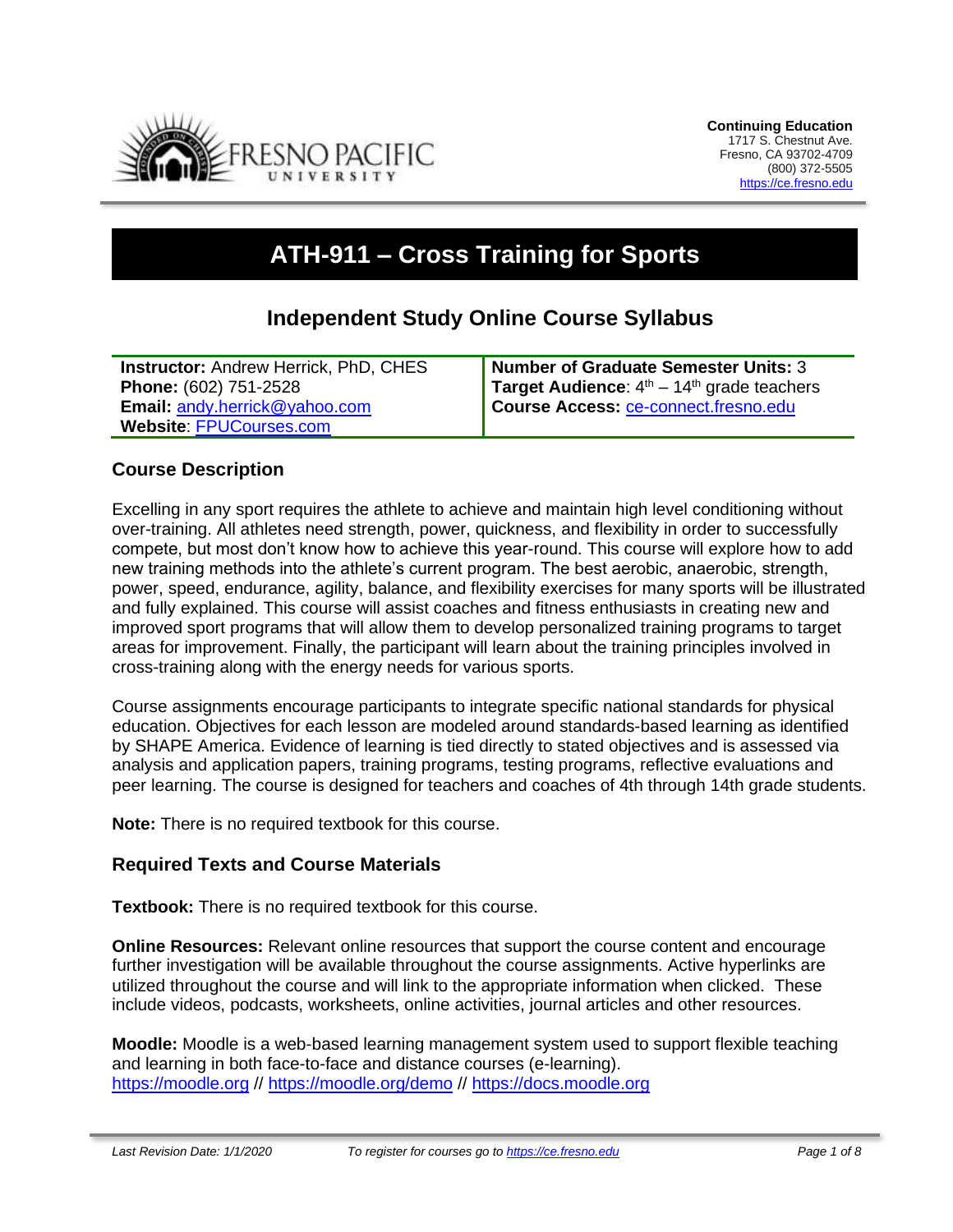**Continuing Education**
1717 S. Chestnut Ave.
Fresno, CA 93702-4709
(800) 372-5505
https://ce.fresno.edu

# ATH-911 – Cross Training for Sports

## Independent Study Online Course Syllabus

| | |
|---|---|
| **Instructor:** Andrew Herrick, PhD, CHES<br>**Phone:** (602) 751-2528<br>**Email:** andy.herrick@yahoo.com<br>**Website**: FPUCourses.com | **Number of Graduate Semester Units:** 3<br>**Target Audience**: 4th – 14th grade teachers<br>**Course Access:** ce-connect.fresno.edu |

### Course Description

Excelling in any sport requires the athlete to achieve and maintain high level conditioning without over-training. All athletes need strength, power, quickness, and flexibility in order to successfully compete, but most don't know how to achieve this year-round. This course will explore how to add new training methods into the athlete's current program. The best aerobic, anaerobic, strength, power, speed, endurance, agility, balance, and flexibility exercises for many sports will be illustrated and fully explained. This course will assist coaches and fitness enthusiasts in creating new and improved sport programs that will allow them to develop personalized training programs to target areas for improvement. Finally, the participant will learn about the training principles involved in cross-training along with the energy needs for various sports.

Course assignments encourage participants to integrate specific national standards for physical education. Objectives for each lesson are modeled around standards-based learning as identified by SHAPE America. Evidence of learning is tied directly to stated objectives and is assessed via analysis and application papers, training programs, testing programs, reflective evaluations and peer learning. The course is designed for teachers and coaches of 4th through 14th grade students.

**Note:** There is no required textbook for this course.

### Required Texts and Course Materials

**Textbook:** There is no required textbook for this course.

**Online Resources:** Relevant online resources that support the course content and encourage further investigation will be available throughout the course assignments. Active hyperlinks are utilized throughout the course and will link to the appropriate information when clicked. These include videos, podcasts, worksheets, online activities, journal articles and other resources.

**Moodle:** Moodle is a web-based learning management system used to support flexible teaching and learning in both face-to-face and distance courses (e-learning).
https://moodle.org // https://moodle.org/demo // https://docs.moodle.org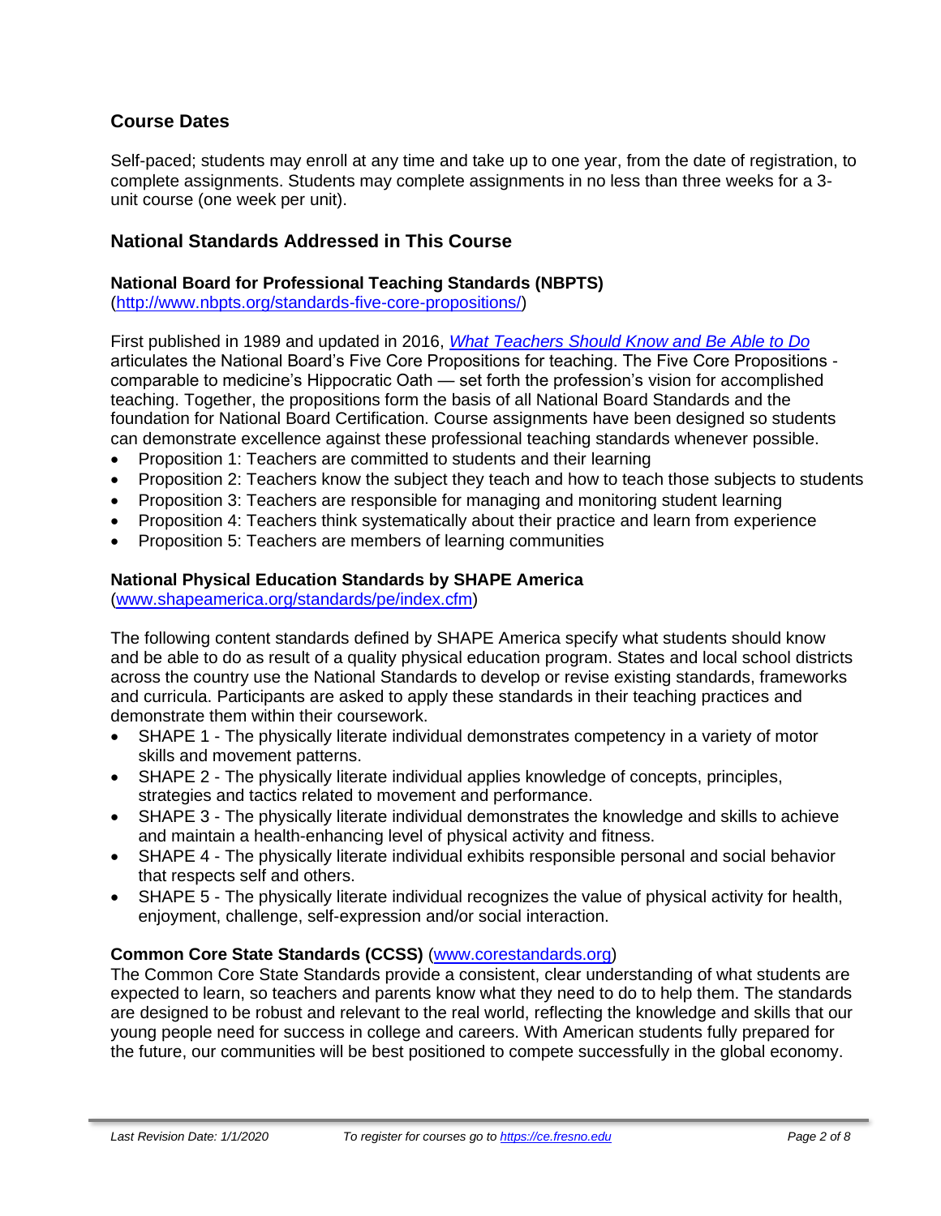## Course Dates

Self-paced; students may enroll at any time and take up to one year, from the date of registration, to complete assignments. Students may complete assignments in no less than three weeks for a 3-unit course (one week per unit).

## National Standards Addressed in This Course

### National Board for Professional Teaching Standards (NBPTS)

([http://www.nbpts.org/standards-five-core-propositions/](http://www.nbpts.org/standards-five-core-propositions/))

First published in 1989 and updated in 2016, *What Teachers Should Know and Be Able to Do* articulates the National Board's Five Core Propositions for teaching. The Five Core Propositions - comparable to medicine's Hippocratic Oath — set forth the profession's vision for accomplished teaching. Together, the propositions form the basis of all National Board Standards and the foundation for National Board Certification. Course assignments have been designed so students can demonstrate excellence against these professional teaching standards whenever possible.

- Proposition 1: Teachers are committed to students and their learning
- Proposition 2: Teachers know the subject they teach and how to teach those subjects to students
- Proposition 3: Teachers are responsible for managing and monitoring student learning
- Proposition 4: Teachers think systematically about their practice and learn from experience
- Proposition 5: Teachers are members of learning communities

### National Physical Education Standards by SHAPE America

([www.shapeamerica.org/standards/pe/index.cfm](www.shapeamerica.org/standards/pe/index.cfm))

The following content standards defined by SHAPE America specify what students should know and be able to do as result of a quality physical education program. States and local school districts across the country use the National Standards to develop or revise existing standards, frameworks and curricula. Participants are asked to apply these standards in their teaching practices and demonstrate them within their coursework.

- SHAPE 1 - The physically literate individual demonstrates competency in a variety of motor skills and movement patterns.
- SHAPE 2 - The physically literate individual applies knowledge of concepts, principles, strategies and tactics related to movement and performance.
- SHAPE 3 - The physically literate individual demonstrates the knowledge and skills to achieve and maintain a health-enhancing level of physical activity and fitness.
- SHAPE 4 - The physically literate individual exhibits responsible personal and social behavior that respects self and others.
- SHAPE 5 - The physically literate individual recognizes the value of physical activity for health, enjoyment, challenge, self-expression and/or social interaction.

### Common Core State Standards (CCSS) ([www.corestandards.org](www.corestandards.org))

The Common Core State Standards provide a consistent, clear understanding of what students are expected to learn, so teachers and parents know what they need to do to help them. The standards are designed to be robust and relevant to the real world, reflecting the knowledge and skills that our young people need for success in college and careers. With American students fully prepared for the future, our communities will be best positioned to compete successfully in the global economy.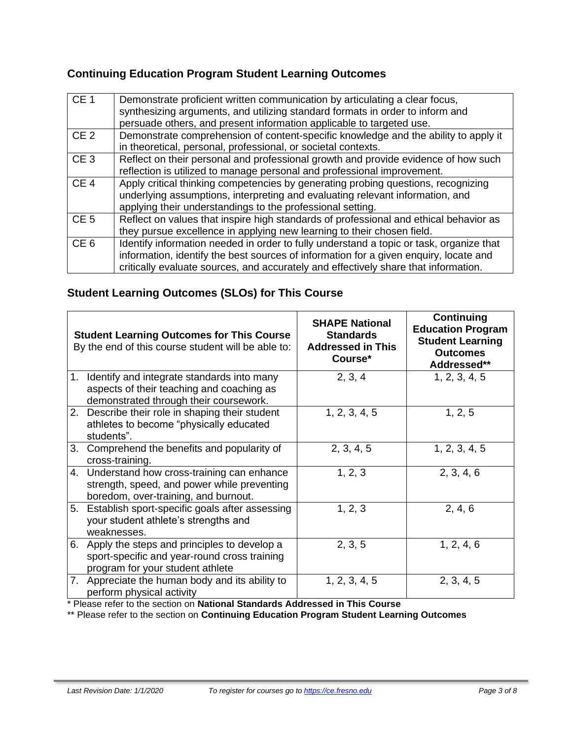## Continuing Education Program Student Learning Outcomes

| | |
|---|---|
| CE 1 | Demonstrate proficient written communication by articulating a clear focus, synthesizing arguments, and utilizing standard formats in order to inform and persuade others, and present information applicable to targeted use. |
| CE 2 | Demonstrate comprehension of content-specific knowledge and the ability to apply it in theoretical, personal, professional, or societal contexts. |
| CE 3 | Reflect on their personal and professional growth and provide evidence of how such reflection is utilized to manage personal and professional improvement. |
| CE 4 | Apply critical thinking competencies by generating probing questions, recognizing underlying assumptions, interpreting and evaluating relevant information, and applying their understandings to the professional setting. |
| CE 5 | Reflect on values that inspire high standards of professional and ethical behavior as they pursue excellence in applying new learning to their chosen field. |
| CE 6 | Identify information needed in order to fully understand a topic or task, organize that information, identify the best sources of information for a given enquiry, locate and critically evaluate sources, and accurately and effectively share that information. |

## Student Learning Outcomes (SLOs) for This Course

| **Student Learning Outcomes for This Course** By the end of this course student will be able to: | **SHAPE National Standards Addressed in This Course*** | **Continuing Education Program Student Learning Outcomes Addressed**** |
|---|---|---|
| 1. Identify and integrate standards into many aspects of their teaching and coaching as demonstrated through their coursework. | 2, 3, 4 | 1, 2, 3, 4, 5 |
| 2. Describe their role in shaping their student athletes to become "physically educated students". | 1, 2, 3, 4, 5 | 1, 2, 5 |
| 3. Comprehend the benefits and popularity of cross-training. | 2, 3, 4, 5 | 1, 2, 3, 4, 5 |
| 4. Understand how cross-training can enhance strength, speed, and power while preventing boredom, over-training, and burnout. | 1, 2, 3 | 2, 3, 4, 6 |
| 5. Establish sport-specific goals after assessing your student athlete's strengths and weaknesses. | 1, 2, 3 | 2, 4, 6 |
| 6. Apply the steps and principles to develop a sport-specific and year-round cross training program for your student athlete | 2, 3, 5 | 1, 2, 4, 6 |
| 7. Appreciate the human body and its ability to perform physical activity | 1, 2, 3, 4, 5 | 2, 3, 4, 5 |

\* Please refer to the section on **National Standards Addressed in This Course**

\** Please refer to the section on **Continuing Education Program Student Learning Outcomes**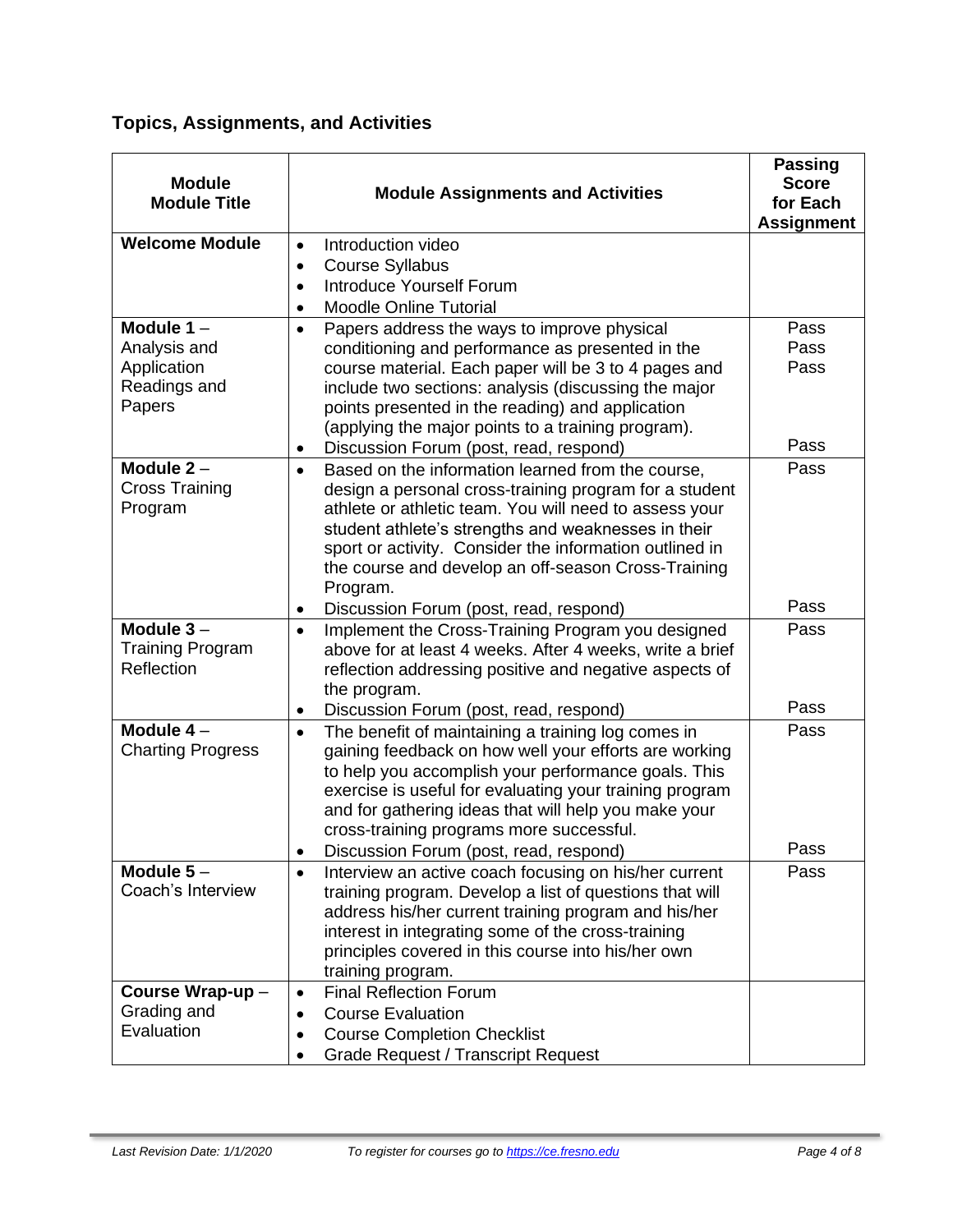## Topics, Assignments, and Activities

| Module<br>Module Title | Module Assignments and Activities | Passing Score for Each Assignment |
|---|---|---|
| **Welcome Module** | • Introduction video<br>• Course Syllabus<br>• Introduce Yourself Forum<br>• Moodle Online Tutorial | |
| **Module 1** – Analysis and Application Readings and Papers | • Papers address the ways to improve physical conditioning and performance as presented in the course material. Each paper will be 3 to 4 pages and include two sections: analysis (discussing the major points presented in the reading) and application (applying the major points to a training program).<br>• Discussion Forum (post, read, respond) | Pass<br>Pass<br>Pass<br><br>Pass |
| **Module 2** – Cross Training Program | • Based on the information learned from the course, design a personal cross-training program for a student athlete or athletic team. You will need to assess your student athlete's strengths and weaknesses in their sport or activity. Consider the information outlined in the course and develop an off-season Cross-Training Program.<br>• Discussion Forum (post, read, respond) | Pass<br><br>Pass |
| **Module 3** – Training Program Reflection | • Implement the Cross-Training Program you designed above for at least 4 weeks. After 4 weeks, write a brief reflection addressing positive and negative aspects of the program.<br>• Discussion Forum (post, read, respond) | Pass<br><br>Pass |
| **Module 4** – Charting Progress | • The benefit of maintaining a training log comes in gaining feedback on how well your efforts are working to help you accomplish your performance goals. This exercise is useful for evaluating your training program and for gathering ideas that will help you make your cross-training programs more successful.<br>• Discussion Forum (post, read, respond) | Pass<br><br>Pass |
| **Module 5** – Coach's Interview | • Interview an active coach focusing on his/her current training program. Develop a list of questions that will address his/her current training program and his/her interest in integrating some of the cross-training principles covered in this course into his/her own training program. | Pass |
| **Course Wrap-up** – Grading and Evaluation | • Final Reflection Forum<br>• Course Evaluation<br>• Course Completion Checklist<br>• Grade Request / Transcript Request | |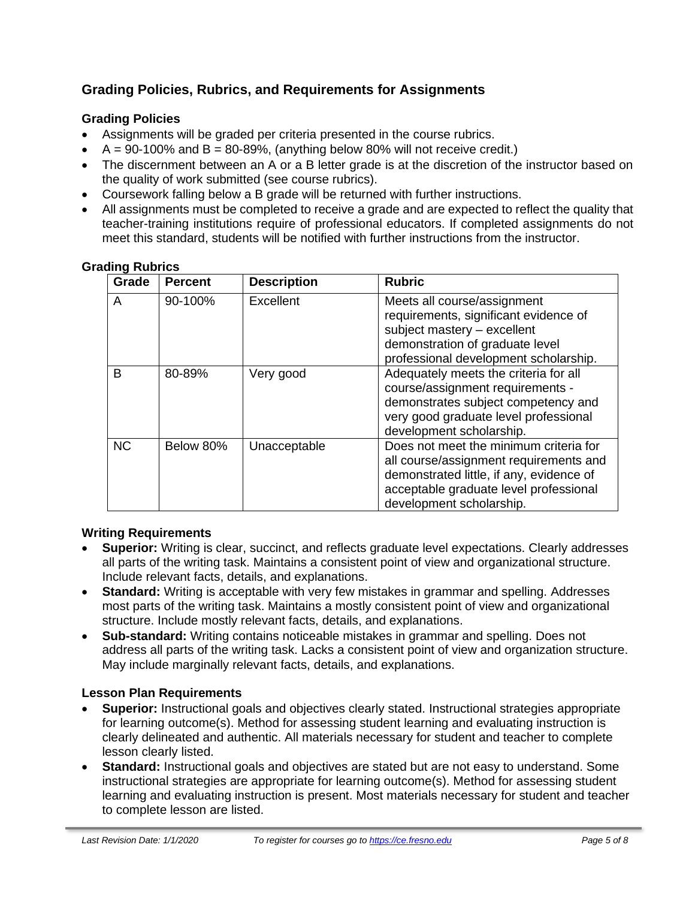## Grading Policies, Rubrics, and Requirements for Assignments

### Grading Policies

- Assignments will be graded per criteria presented in the course rubrics.
- A = 90-100% and B = 80-89%, (anything below 80% will not receive credit.)
- The discernment between an A or a B letter grade is at the discretion of the instructor based on the quality of work submitted (see course rubrics).
- Coursework falling below a B grade will be returned with further instructions.
- All assignments must be completed to receive a grade and are expected to reflect the quality that teacher-training institutions require of professional educators. If completed assignments do not meet this standard, students will be notified with further instructions from the instructor.

### Grading Rubrics

| Grade | Percent | Description | Rubric |
|---|---|---|---|
| A | 90-100% | Excellent | Meets all course/assignment requirements, significant evidence of subject mastery – excellent demonstration of graduate level professional development scholarship. |
| B | 80-89% | Very good | Adequately meets the criteria for all course/assignment requirements - demonstrates subject competency and very good graduate level professional development scholarship. |
| NC | Below 80% | Unacceptable | Does not meet the minimum criteria for all course/assignment requirements and demonstrated little, if any, evidence of acceptable graduate level professional development scholarship. |

### Writing Requirements

- **Superior:** Writing is clear, succinct, and reflects graduate level expectations. Clearly addresses all parts of the writing task. Maintains a consistent point of view and organizational structure. Include relevant facts, details, and explanations.
- **Standard:** Writing is acceptable with very few mistakes in grammar and spelling. Addresses most parts of the writing task. Maintains a mostly consistent point of view and organizational structure. Include mostly relevant facts, details, and explanations.
- **Sub-standard:** Writing contains noticeable mistakes in grammar and spelling. Does not address all parts of the writing task. Lacks a consistent point of view and organization structure. May include marginally relevant facts, details, and explanations.

### Lesson Plan Requirements

- **Superior:** Instructional goals and objectives clearly stated. Instructional strategies appropriate for learning outcome(s). Method for assessing student learning and evaluating instruction is clearly delineated and authentic. All materials necessary for student and teacher to complete lesson clearly listed.
- **Standard:** Instructional goals and objectives are stated but are not easy to understand. Some instructional strategies are appropriate for learning outcome(s). Method for assessing student learning and evaluating instruction is present. Most materials necessary for student and teacher to complete lesson are listed.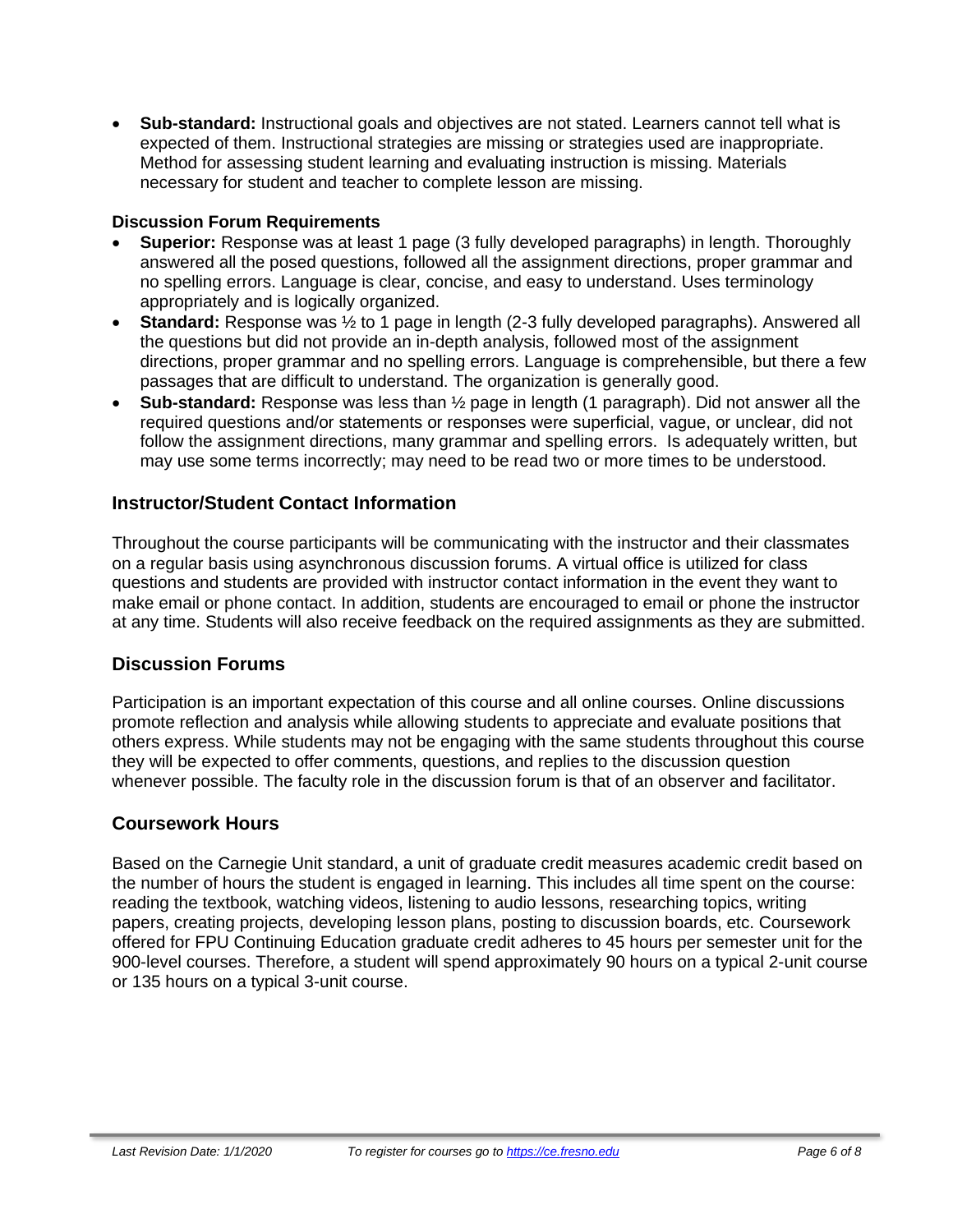- **Sub-standard:** Instructional goals and objectives are not stated. Learners cannot tell what is expected of them. Instructional strategies are missing or strategies used are inappropriate. Method for assessing student learning and evaluating instruction is missing. Materials necessary for student and teacher to complete lesson are missing.

**Discussion Forum Requirements**

- **Superior:** Response was at least 1 page (3 fully developed paragraphs) in length. Thoroughly answered all the posed questions, followed all the assignment directions, proper grammar and no spelling errors. Language is clear, concise, and easy to understand. Uses terminology appropriately and is logically organized.
- **Standard:** Response was ½ to 1 page in length (2-3 fully developed paragraphs). Answered all the questions but did not provide an in-depth analysis, followed most of the assignment directions, proper grammar and no spelling errors. Language is comprehensible, but there a few passages that are difficult to understand. The organization is generally good.
- **Sub-standard:** Response was less than ½ page in length (1 paragraph). Did not answer all the required questions and/or statements or responses were superficial, vague, or unclear, did not follow the assignment directions, many grammar and spelling errors. Is adequately written, but may use some terms incorrectly; may need to be read two or more times to be understood.

## Instructor/Student Contact Information

Throughout the course participants will be communicating with the instructor and their classmates on a regular basis using asynchronous discussion forums. A virtual office is utilized for class questions and students are provided with instructor contact information in the event they want to make email or phone contact. In addition, students are encouraged to email or phone the instructor at any time. Students will also receive feedback on the required assignments as they are submitted.

## Discussion Forums

Participation is an important expectation of this course and all online courses. Online discussions promote reflection and analysis while allowing students to appreciate and evaluate positions that others express. While students may not be engaging with the same students throughout this course they will be expected to offer comments, questions, and replies to the discussion question whenever possible. The faculty role in the discussion forum is that of an observer and facilitator.

## Coursework Hours

Based on the Carnegie Unit standard, a unit of graduate credit measures academic credit based on the number of hours the student is engaged in learning. This includes all time spent on the course: reading the textbook, watching videos, listening to audio lessons, researching topics, writing papers, creating projects, developing lesson plans, posting to discussion boards, etc. Coursework offered for FPU Continuing Education graduate credit adheres to 45 hours per semester unit for the 900-level courses. Therefore, a student will spend approximately 90 hours on a typical 2-unit course or 135 hours on a typical 3-unit course.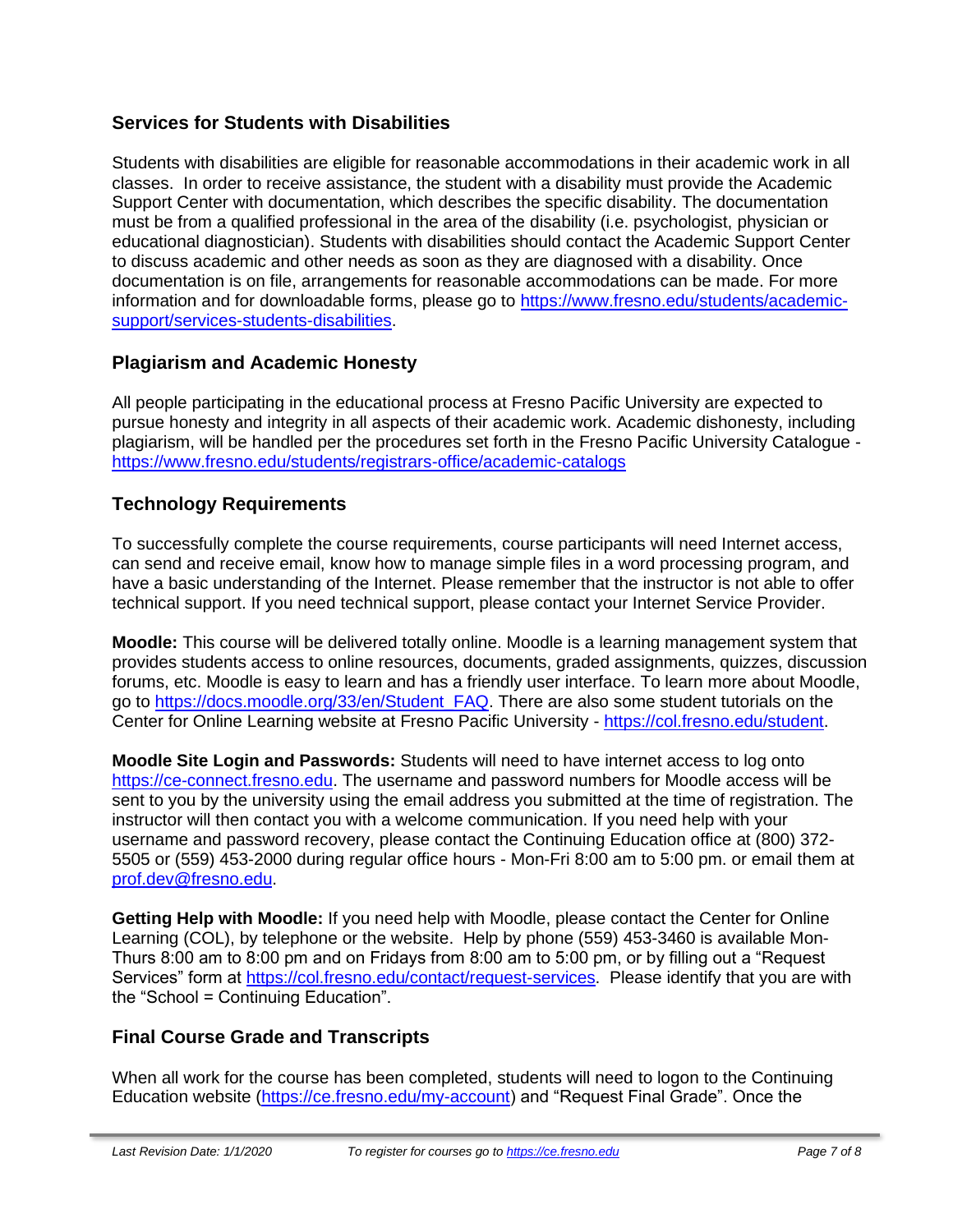## Services for Students with Disabilities

Students with disabilities are eligible for reasonable accommodations in their academic work in all classes. In order to receive assistance, the student with a disability must provide the Academic Support Center with documentation, which describes the specific disability. The documentation must be from a qualified professional in the area of the disability (i.e. psychologist, physician or educational diagnostician). Students with disabilities should contact the Academic Support Center to discuss academic and other needs as soon as they are diagnosed with a disability. Once documentation is on file, arrangements for reasonable accommodations can be made. For more information and for downloadable forms, please go to [https://www.fresno.edu/students/academic-support/services-students-disabilities](https://www.fresno.edu/students/academic-support/services-students-disabilities).

## Plagiarism and Academic Honesty

All people participating in the educational process at Fresno Pacific University are expected to pursue honesty and integrity in all aspects of their academic work. Academic dishonesty, including plagiarism, will be handled per the procedures set forth in the Fresno Pacific University Catalogue - [https://www.fresno.edu/students/registrars-office/academic-catalogs](https://www.fresno.edu/students/registrars-office/academic-catalogs)

## Technology Requirements

To successfully complete the course requirements, course participants will need Internet access, can send and receive email, know how to manage simple files in a word processing program, and have a basic understanding of the Internet. Please remember that the instructor is not able to offer technical support. If you need technical support, please contact your Internet Service Provider.

**Moodle:** This course will be delivered totally online. Moodle is a learning management system that provides students access to online resources, documents, graded assignments, quizzes, discussion forums, etc. Moodle is easy to learn and has a friendly user interface. To learn more about Moodle, go to [https://docs.moodle.org/33/en/Student_FAQ](https://docs.moodle.org/33/en/Student_FAQ). There are also some student tutorials on the Center for Online Learning website at Fresno Pacific University - [https://col.fresno.edu/student](https://col.fresno.edu/student).

**Moodle Site Login and Passwords:** Students will need to have internet access to log onto [https://ce-connect.fresno.edu](https://ce-connect.fresno.edu). The username and password numbers for Moodle access will be sent to you by the university using the email address you submitted at the time of registration. The instructor will then contact you with a welcome communication. If you need help with your username and password recovery, please contact the Continuing Education office at (800) 372-5505 or (559) 453-2000 during regular office hours - Mon-Fri 8:00 am to 5:00 pm. or email them at [prof.dev@fresno.edu](mailto:prof.dev@fresno.edu).

**Getting Help with Moodle:** If you need help with Moodle, please contact the Center for Online Learning (COL), by telephone or the website. Help by phone (559) 453-3460 is available Mon-Thurs 8:00 am to 8:00 pm and on Fridays from 8:00 am to 5:00 pm, or by filling out a "Request Services" form at [https://col.fresno.edu/contact/request-services](https://col.fresno.edu/contact/request-services). Please identify that you are with the "School = Continuing Education".

## Final Course Grade and Transcripts

When all work for the course has been completed, students will need to logon to the Continuing Education website ([https://ce.fresno.edu/my-account](https://ce.fresno.edu/my-account)) and "Request Final Grade". Once the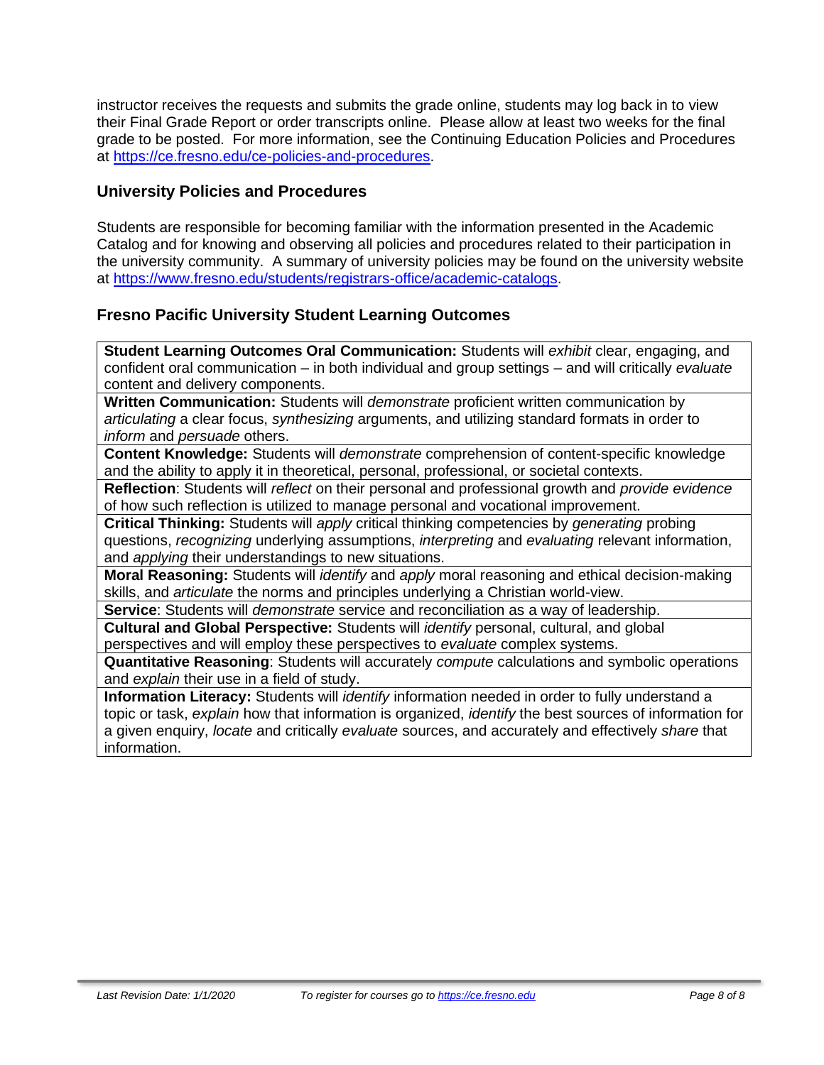instructor receives the requests and submits the grade online, students may log back in to view their Final Grade Report or order transcripts online. Please allow at least two weeks for the final grade to be posted. For more information, see the Continuing Education Policies and Procedures at https://ce.fresno.edu/ce-policies-and-procedures.

### University Policies and Procedures

Students are responsible for becoming familiar with the information presented in the Academic Catalog and for knowing and observing all policies and procedures related to their participation in the university community. A summary of university policies may be found on the university website at https://www.fresno.edu/students/registrars-office/academic-catalogs.

### Fresno Pacific University Student Learning Outcomes

| |
|---|
| **Student Learning Outcomes Oral Communication:** Students will *exhibit* clear, engaging, and confident oral communication – in both individual and group settings – and will critically *evaluate* content and delivery components. |
| **Written Communication:** Students will *demonstrate* proficient written communication by *articulating* a clear focus, *synthesizing* arguments, and utilizing standard formats in order to *inform* and *persuade* others. |
| **Content Knowledge:** Students will *demonstrate* comprehension of content-specific knowledge and the ability to apply it in theoretical, personal, professional, or societal contexts. |
| **Reflection**: Students will *reflect* on their personal and professional growth and *provide evidence* of how such reflection is utilized to manage personal and vocational improvement. |
| **Critical Thinking:** Students will *apply* critical thinking competencies by *generating* probing questions, *recognizing* underlying assumptions, *interpreting* and *evaluating* relevant information, and *applying* their understandings to new situations. |
| **Moral Reasoning:** Students will *identify* and *apply* moral reasoning and ethical decision-making skills, and *articulate* the norms and principles underlying a Christian world-view. |
| **Service**: Students will *demonstrate* service and reconciliation as a way of leadership. |
| **Cultural and Global Perspective:** Students will *identify* personal, cultural, and global perspectives and will employ these perspectives to *evaluate* complex systems. |
| **Quantitative Reasoning**: Students will accurately *compute* calculations and symbolic operations and *explain* their use in a field of study. |
| **Information Literacy:** Students will *identify* information needed in order to fully understand a topic or task, *explain* how that information is organized, *identify* the best sources of information for a given enquiry, *locate* and critically *evaluate* sources, and accurately and effectively *share* that information. |